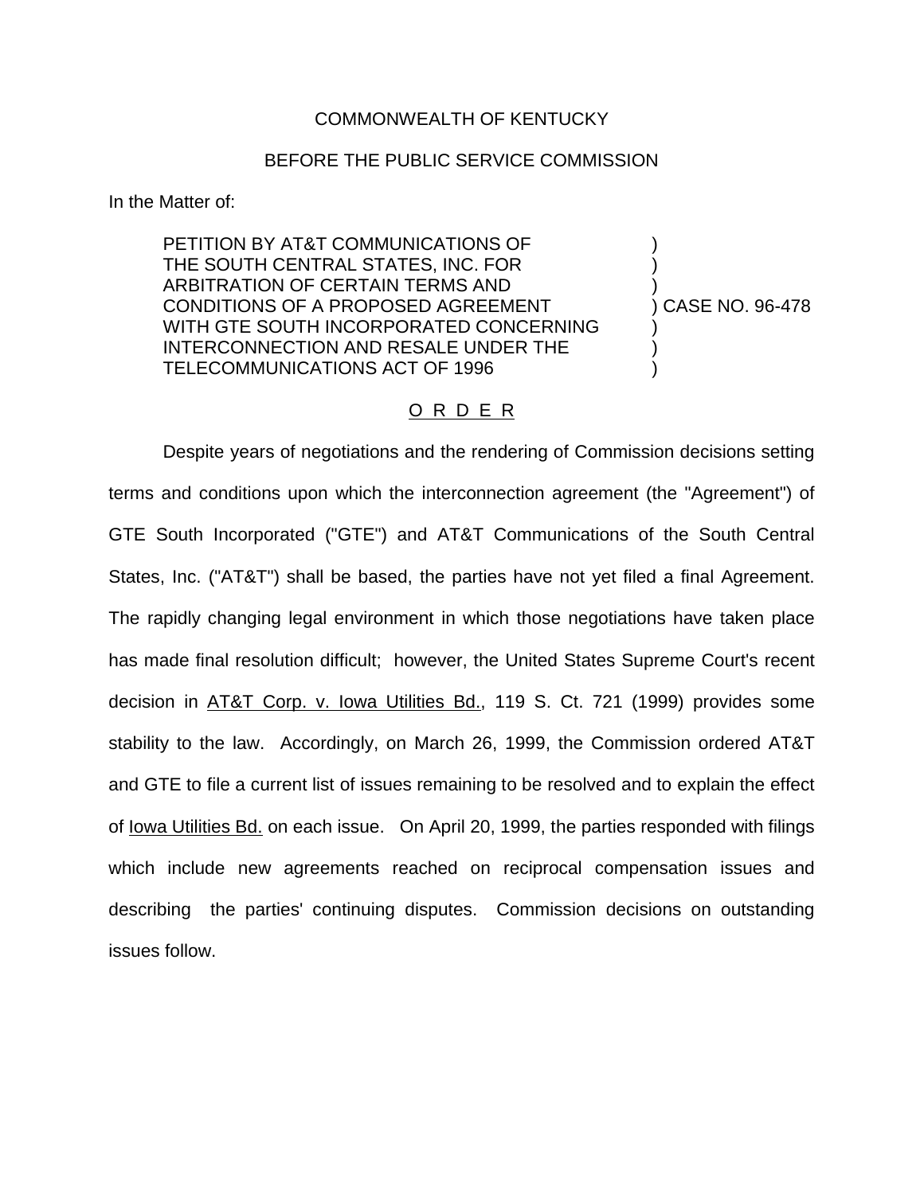COMMONWEALTH OF KENTUCKY

BEFORE THE PUBLIC SERVICE COMMISSION

In the Matter of:

PETITION BY AT&T COMMUNICATIONS OF THE SOUTH CENTRAL STATES, INC. FOR ARBITRATION OF CERTAIN TERMS AND CONDITIONS OF A PROPOSED AGREEMENT WITH GTE SOUTH INCORPORATED CONCERNING INTERCONNECTION AND RESALE UNDER THE TELECOMMUNICATIONS ACT OF 1996 ) CASE NO. 96-478

O R D E R

Despite years of negotiations and the rendering of Commission decisions setting terms and conditions upon which the interconnection agreement (the "Agreement") of GTE South Incorporated ("GTE") and AT&T Communications of the South Central States, Inc. ("AT&T") shall be based, the parties have not yet filed a final Agreement. The rapidly changing legal environment in which those negotiations have taken place has made final resolution difficult; however, the United States Supreme Court's recent decision in AT&T Corp. v. Iowa Utilities Bd., 119 S. Ct. 721 (1999) provides some stability to the law. Accordingly, on March 26, 1999, the Commission ordered AT&T and GTE to file a current list of issues remaining to be resolved and to explain the effect of Iowa Utilities Bd. on each issue. On April 20, 1999, the parties responded with filings which include new agreements reached on reciprocal compensation issues and describing the parties' continuing disputes. Commission decisions on outstanding issues follow.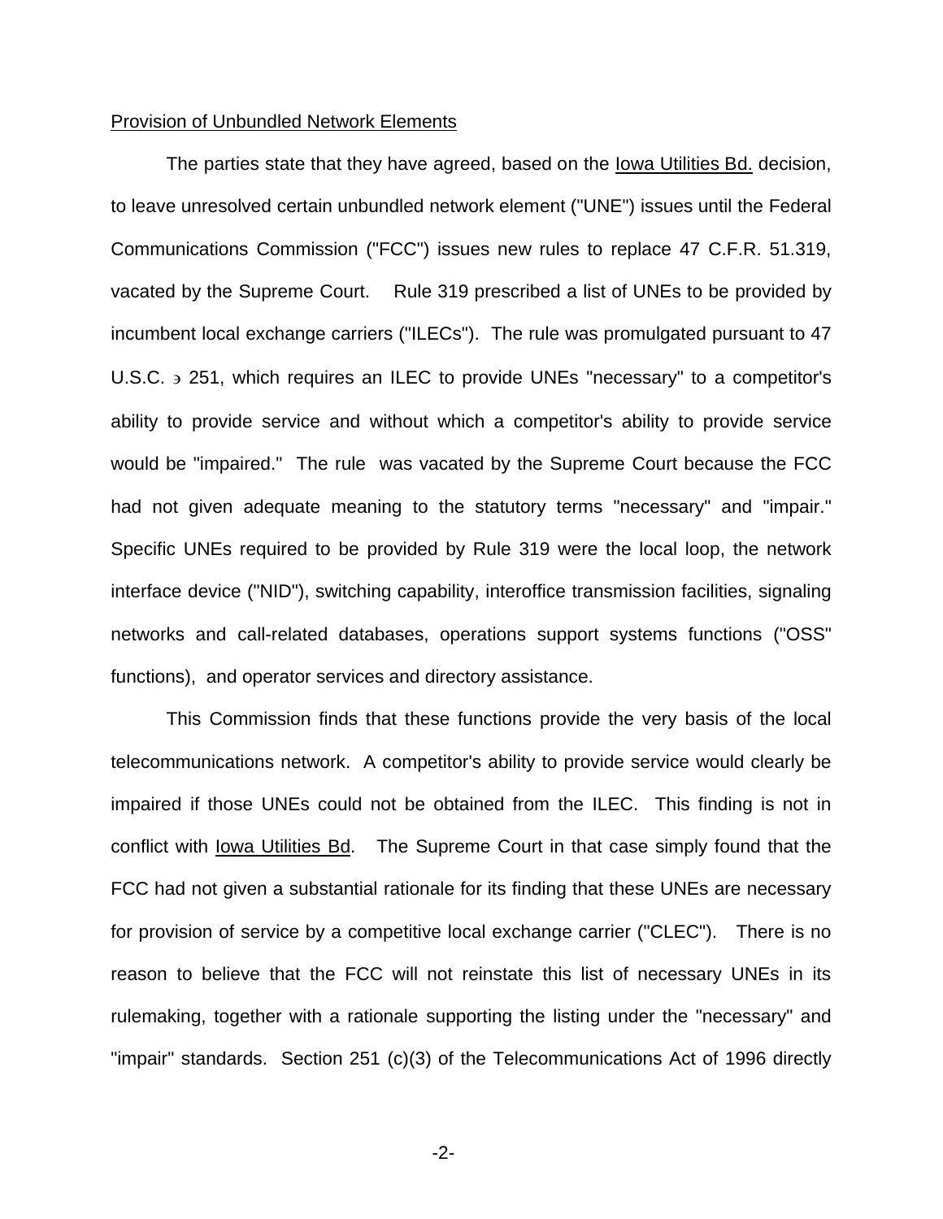Provision of Unbundled Network Elements

The parties state that they have agreed, based on the Iowa Utilities Bd. decision, to leave unresolved certain unbundled network element ("UNE") issues until the Federal Communications Commission ("FCC") issues new rules to replace 47 C.F.R. 51.319, vacated by the Supreme Court. Rule 319 prescribed a list of UNEs to be provided by incumbent local exchange carriers ("ILECs"). The rule was promulgated pursuant to 47 U.S.C. § 251, which requires an ILEC to provide UNEs "necessary" to a competitor's ability to provide service and without which a competitor's ability to provide service would be "impaired." The rule was vacated by the Supreme Court because the FCC had not given adequate meaning to the statutory terms "necessary" and "impair." Specific UNEs required to be provided by Rule 319 were the local loop, the network interface device ("NID"), switching capability, interoffice transmission facilities, signaling networks and call-related databases, operations support systems functions ("OSS" functions), and operator services and directory assistance.

This Commission finds that these functions provide the very basis of the local telecommunications network. A competitor's ability to provide service would clearly be impaired if those UNEs could not be obtained from the ILEC. This finding is not in conflict with Iowa Utilities Bd. The Supreme Court in that case simply found that the FCC had not given a substantial rationale for its finding that these UNEs are necessary for provision of service by a competitive local exchange carrier ("CLEC"). There is no reason to believe that the FCC will not reinstate this list of necessary UNEs in its rulemaking, together with a rationale supporting the listing under the "necessary" and "impair" standards. Section 251 (c)(3) of the Telecommunications Act of 1996 directly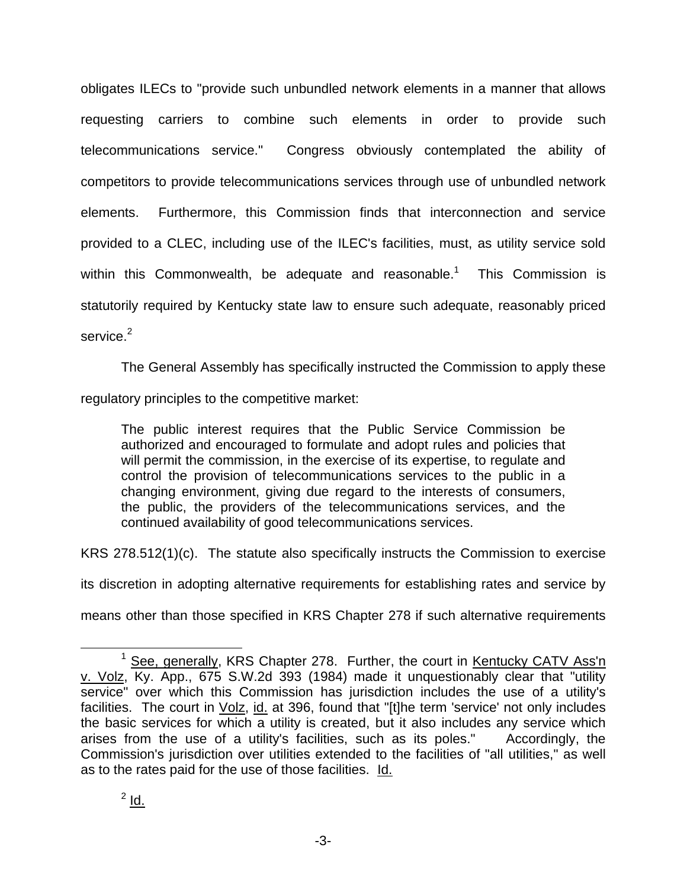obligates ILECs to "provide such unbundled network elements in a manner that allows requesting carriers to combine such elements in order to provide such telecommunications service." Congress obviously contemplated the ability of competitors to provide telecommunications services through use of unbundled network elements. Furthermore, this Commission finds that interconnection and service provided to a CLEC, including use of the ILEC's facilities, must, as utility service sold within this Commonwealth, be adequate and reasonable.[1] This Commission is statutorily required by Kentucky state law to ensure such adequate, reasonably priced service.[2]

The General Assembly has specifically instructed the Commission to apply these regulatory principles to the competitive market:

> The public interest requires that the Public Service Commission be authorized and encouraged to formulate and adopt rules and policies that will permit the commission, in the exercise of its expertise, to regulate and control the provision of telecommunications services to the public in a changing environment, giving due regard to the interests of consumers, the public, the providers of the telecommunications services, and the continued availability of good telecommunications services.

KRS 278.512(1)(c). The statute also specifically instructs the Commission to exercise its discretion in adopting alternative requirements for establishing rates and service by means other than those specified in KRS Chapter 278 if such alternative requirements

---

[1] See, generally, KRS Chapter 278. Further, the court in Kentucky CATV Ass'n v. Volz, Ky. App., 675 S.W.2d 393 (1984) made it unquestionably clear that "utility service" over which this Commission has jurisdiction includes the use of a utility's facilities. The court in Volz, id. at 396, found that "[t]he term 'service' not only includes the basic services for which a utility is created, but it also includes any service which arises from the use of a utility's facilities, such as its poles." Accordingly, the Commission's jurisdiction over utilities extended to the facilities of "all utilities," as well as to the rates paid for the use of those facilities. Id.

[2] Id.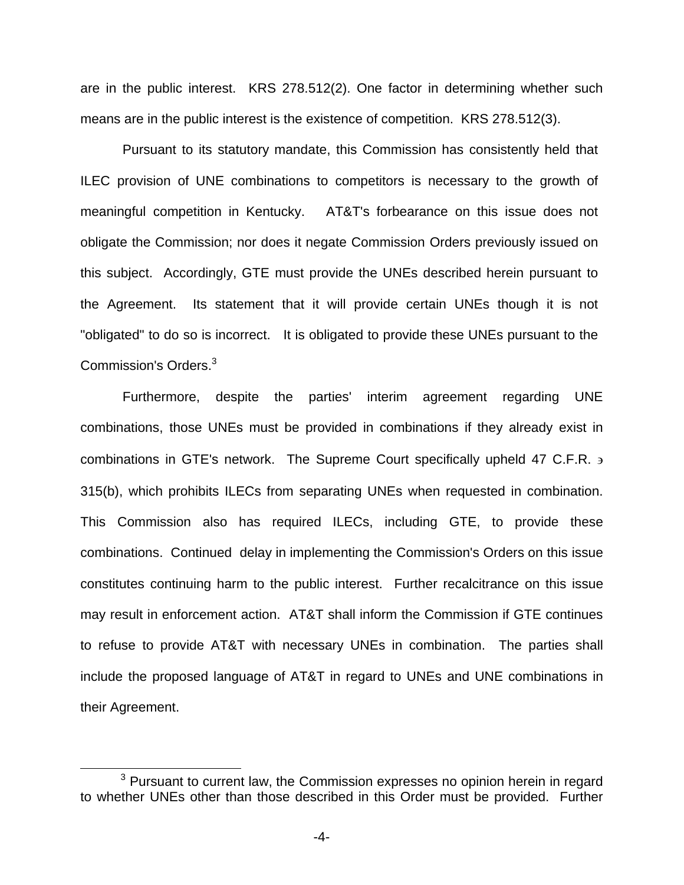are in the public interest. KRS 278.512(2). One factor in determining whether such means are in the public interest is the existence of competition. KRS 278.512(3).

Pursuant to its statutory mandate, this Commission has consistently held that ILEC provision of UNE combinations to competitors is necessary to the growth of meaningful competition in Kentucky. AT&T's forbearance on this issue does not obligate the Commission; nor does it negate Commission Orders previously issued on this subject. Accordingly, GTE must provide the UNEs described herein pursuant to the Agreement. Its statement that it will provide certain UNEs though it is not "obligated" to do so is incorrect. It is obligated to provide these UNEs pursuant to the Commission's Orders.[3]

Furthermore, despite the parties' interim agreement regarding UNE combinations, those UNEs must be provided in combinations if they already exist in combinations in GTE's network. The Supreme Court specifically upheld 47 C.F.R. ∋ 315(b), which prohibits ILECs from separating UNEs when requested in combination. This Commission also has required ILECs, including GTE, to provide these combinations. Continued delay in implementing the Commission's Orders on this issue constitutes continuing harm to the public interest. Further recalcitrance on this issue may result in enforcement action. AT&T shall inform the Commission if GTE continues to refuse to provide AT&T with necessary UNEs in combination. The parties shall include the proposed language of AT&T in regard to UNEs and UNE combinations in their Agreement.

[3] Pursuant to current law, the Commission expresses no opinion herein in regard to whether UNEs other than those described in this Order must be provided. Further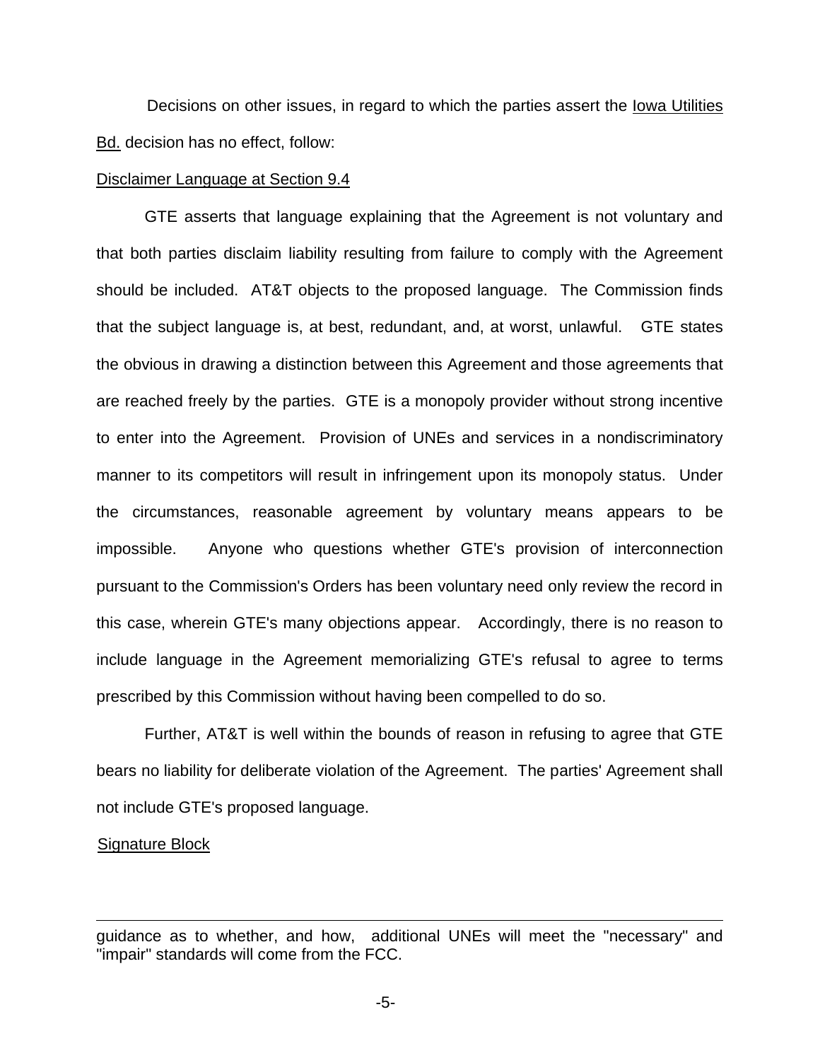Decisions on other issues, in regard to which the parties assert the Iowa Utilities Bd. decision has no effect, follow:

Disclaimer Language at Section 9.4

GTE asserts that language explaining that the Agreement is not voluntary and that both parties disclaim liability resulting from failure to comply with the Agreement should be included. AT&T objects to the proposed language. The Commission finds that the subject language is, at best, redundant, and, at worst, unlawful. GTE states the obvious in drawing a distinction between this Agreement and those agreements that are reached freely by the parties. GTE is a monopoly provider without strong incentive to enter into the Agreement. Provision of UNEs and services in a nondiscriminatory manner to its competitors will result in infringement upon its monopoly status. Under the circumstances, reasonable agreement by voluntary means appears to be impossible. Anyone who questions whether GTE's provision of interconnection pursuant to the Commission's Orders has been voluntary need only review the record in this case, wherein GTE's many objections appear. Accordingly, there is no reason to include language in the Agreement memorializing GTE's refusal to agree to terms prescribed by this Commission without having been compelled to do so.

Further, AT&T is well within the bounds of reason in refusing to agree that GTE bears no liability for deliberate violation of the Agreement. The parties' Agreement shall not include GTE's proposed language.

Signature Block

---

guidance as to whether, and how, additional UNEs will meet the "necessary" and "impair" standards will come from the FCC.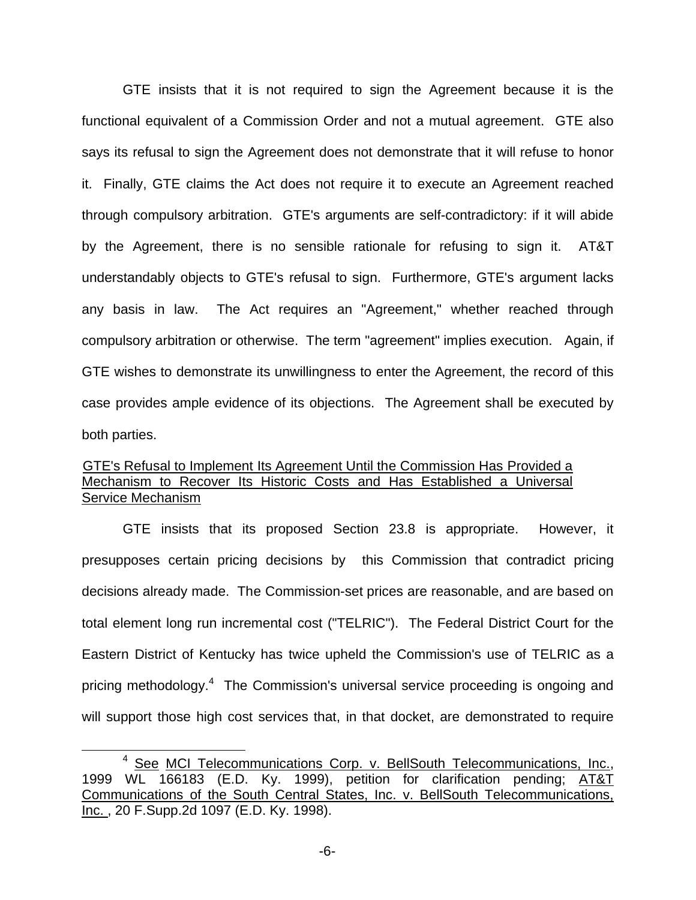GTE insists that it is not required to sign the Agreement because it is the functional equivalent of a Commission Order and not a mutual agreement. GTE also says its refusal to sign the Agreement does not demonstrate that it will refuse to honor it. Finally, GTE claims the Act does not require it to execute an Agreement reached through compulsory arbitration. GTE's arguments are self-contradictory: if it will abide by the Agreement, there is no sensible rationale for refusing to sign it. AT&T understandably objects to GTE's refusal to sign. Furthermore, GTE's argument lacks any basis in law. The Act requires an "Agreement," whether reached through compulsory arbitration or otherwise. The term "agreement" implies execution. Again, if GTE wishes to demonstrate its unwillingness to enter the Agreement, the record of this case provides ample evidence of its objections. The Agreement shall be executed by both parties.

<u>GTE's Refusal to Implement Its Agreement Until the Commission Has Provided a Mechanism to Recover Its Historic Costs and Has Established a Universal Service Mechanism</u>

GTE insists that its proposed Section 23.8 is appropriate. However, it presupposes certain pricing decisions by this Commission that contradict pricing decisions already made. The Commission-set prices are reasonable, and are based on total element long run incremental cost ("TELRIC"). The Federal District Court for the Eastern District of Kentucky has twice upheld the Commission's use of TELRIC as a pricing methodology.[4] The Commission's universal service proceeding is ongoing and will support those high cost services that, in that docket, are demonstrated to require

[4] <u>See</u> <u>MCI Telecommunications Corp. v. BellSouth Telecommunications, Inc.</u>, 1999 WL 166183 (E.D. Ky. 1999), petition for clarification pending; <u>AT&T Communications of the South Central States, Inc. v. BellSouth Telecommunications, Inc.</u> , 20 F.Supp.2d 1097 (E.D. Ky. 1998).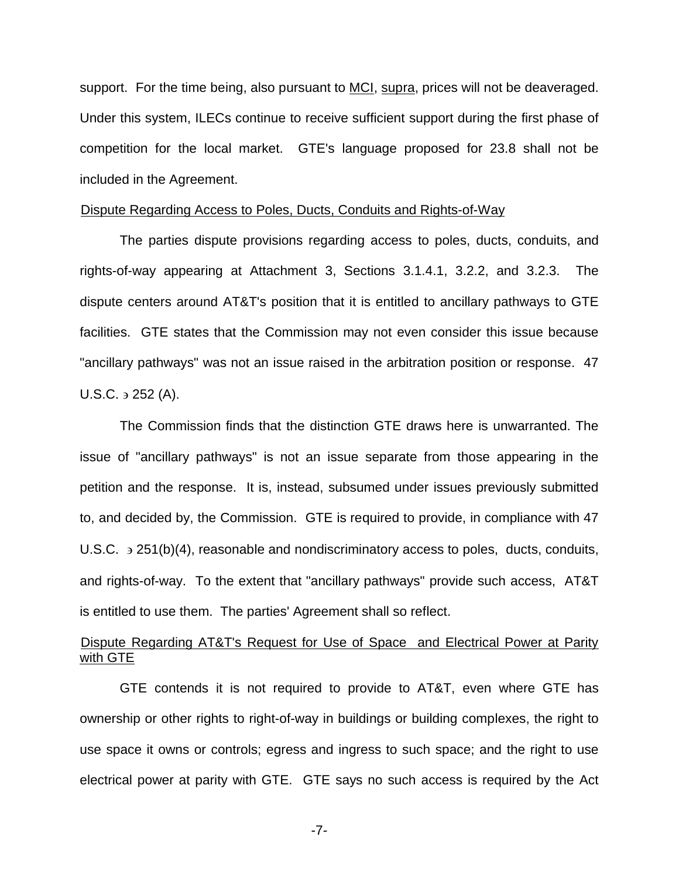support. For the time being, also pursuant to MCI, supra, prices will not be deaveraged. Under this system, ILECs continue to receive sufficient support during the first phase of competition for the local market. GTE's language proposed for 23.8 shall not be included in the Agreement.

Dispute Regarding Access to Poles, Ducts, Conduits and Rights-of-Way

The parties dispute provisions regarding access to poles, ducts, conduits, and rights-of-way appearing at Attachment 3, Sections 3.1.4.1, 3.2.2, and 3.2.3. The dispute centers around AT&T's position that it is entitled to ancillary pathways to GTE facilities. GTE states that the Commission may not even consider this issue because "ancillary pathways" was not an issue raised in the arbitration position or response. 47 U.S.C. ∋ 252 (A).

The Commission finds that the distinction GTE draws here is unwarranted. The issue of "ancillary pathways" is not an issue separate from those appearing in the petition and the response. It is, instead, subsumed under issues previously submitted to, and decided by, the Commission. GTE is required to provide, in compliance with 47 U.S.C. ∋ 251(b)(4), reasonable and nondiscriminatory access to poles, ducts, conduits, and rights-of-way. To the extent that "ancillary pathways" provide such access, AT&T is entitled to use them. The parties' Agreement shall so reflect.

Dispute Regarding AT&T's Request for Use of Space and Electrical Power at Parity with GTE

GTE contends it is not required to provide to AT&T, even where GTE has ownership or other rights to right-of-way in buildings or building complexes, the right to use space it owns or controls; egress and ingress to such space; and the right to use electrical power at parity with GTE. GTE says no such access is required by the Act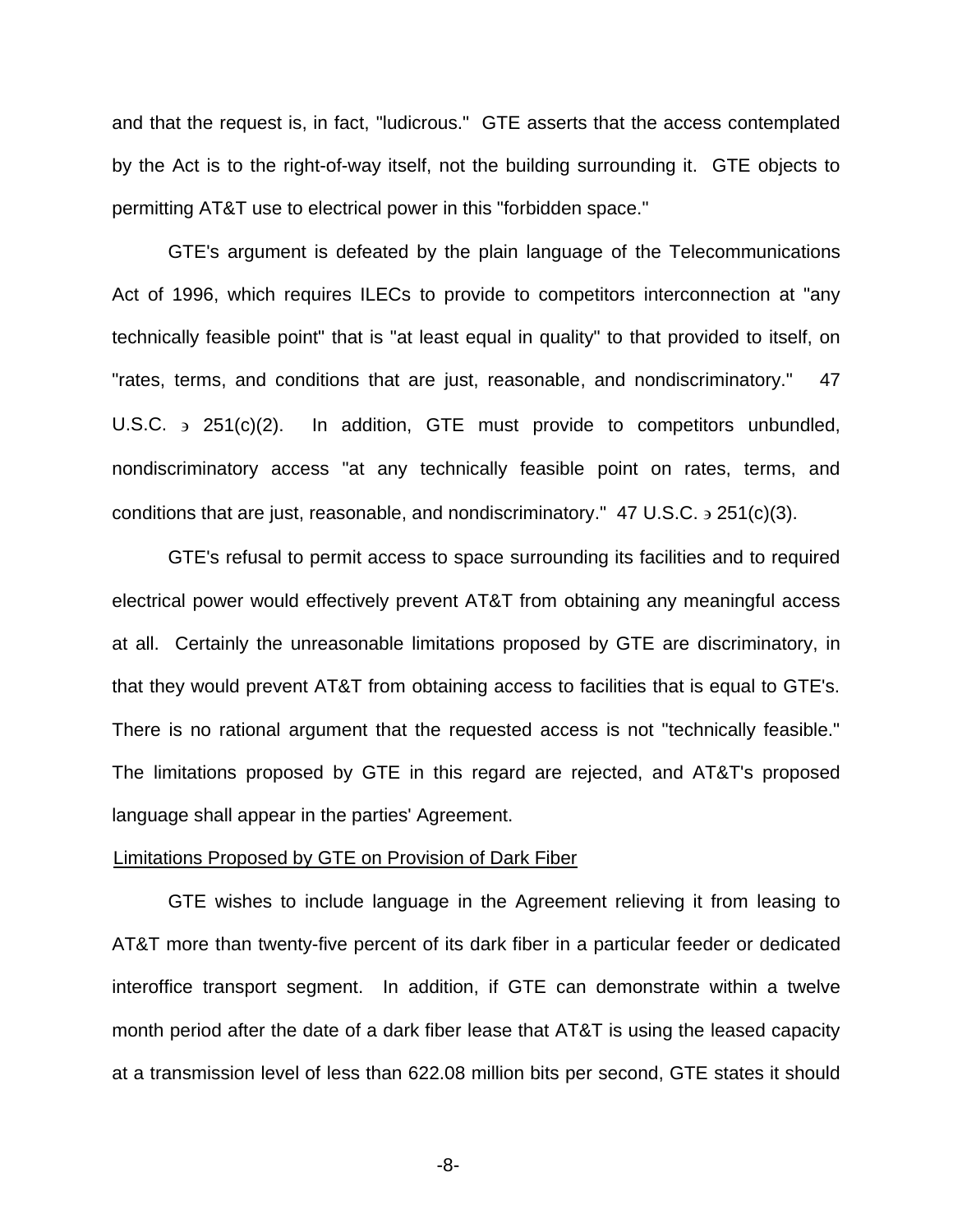and that the request is, in fact, "ludicrous." GTE asserts that the access contemplated by the Act is to the right-of-way itself, not the building surrounding it. GTE objects to permitting AT&T use to electrical power in this "forbidden space."

GTE's argument is defeated by the plain language of the Telecommunications Act of 1996, which requires ILECs to provide to competitors interconnection at "any technically feasible point" that is "at least equal in quality" to that provided to itself, on "rates, terms, and conditions that are just, reasonable, and nondiscriminatory." 47 U.S.C. ∋ 251(c)(2). In addition, GTE must provide to competitors unbundled, nondiscriminatory access "at any technically feasible point on rates, terms, and conditions that are just, reasonable, and nondiscriminatory." 47 U.S.C. ∋ 251(c)(3).

GTE's refusal to permit access to space surrounding its facilities and to required electrical power would effectively prevent AT&T from obtaining any meaningful access at all. Certainly the unreasonable limitations proposed by GTE are discriminatory, in that they would prevent AT&T from obtaining access to facilities that is equal to GTE's. There is no rational argument that the requested access is not "technically feasible." The limitations proposed by GTE in this regard are rejected, and AT&T's proposed language shall appear in the parties' Agreement.

Limitations Proposed by GTE on Provision of Dark Fiber

GTE wishes to include language in the Agreement relieving it from leasing to AT&T more than twenty-five percent of its dark fiber in a particular feeder or dedicated interoffice transport segment. In addition, if GTE can demonstrate within a twelve month period after the date of a dark fiber lease that AT&T is using the leased capacity at a transmission level of less than 622.08 million bits per second, GTE states it should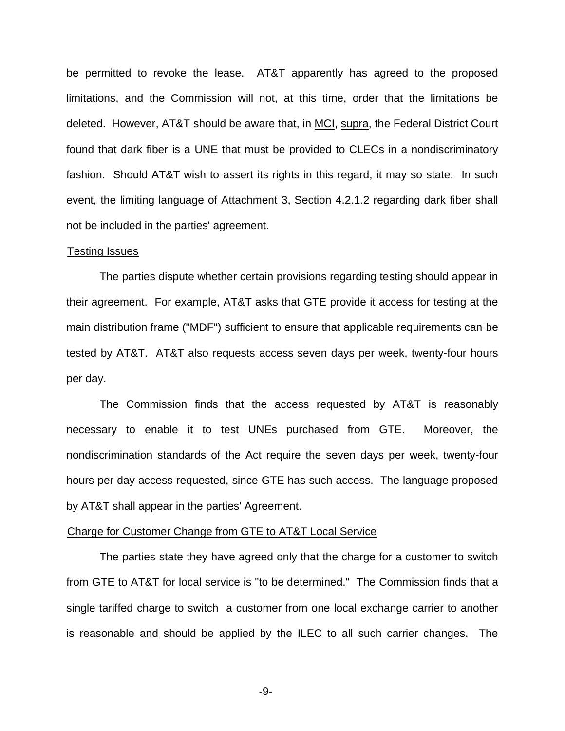be permitted to revoke the lease. AT&T apparently has agreed to the proposed limitations, and the Commission will not, at this time, order that the limitations be deleted. However, AT&T should be aware that, in MCI, supra, the Federal District Court found that dark fiber is a UNE that must be provided to CLECs in a nondiscriminatory fashion. Should AT&T wish to assert its rights in this regard, it may so state. In such event, the limiting language of Attachment 3, Section 4.2.1.2 regarding dark fiber shall not be included in the parties' agreement.

Testing Issues

The parties dispute whether certain provisions regarding testing should appear in their agreement. For example, AT&T asks that GTE provide it access for testing at the main distribution frame ("MDF") sufficient to ensure that applicable requirements can be tested by AT&T. AT&T also requests access seven days per week, twenty-four hours per day.

The Commission finds that the access requested by AT&T is reasonably necessary to enable it to test UNEs purchased from GTE. Moreover, the nondiscrimination standards of the Act require the seven days per week, twenty-four hours per day access requested, since GTE has such access. The language proposed by AT&T shall appear in the parties' Agreement.

Charge for Customer Change from GTE to AT&T Local Service

The parties state they have agreed only that the charge for a customer to switch from GTE to AT&T for local service is "to be determined." The Commission finds that a single tariffed charge to switch a customer from one local exchange carrier to another is reasonable and should be applied by the ILEC to all such carrier changes. The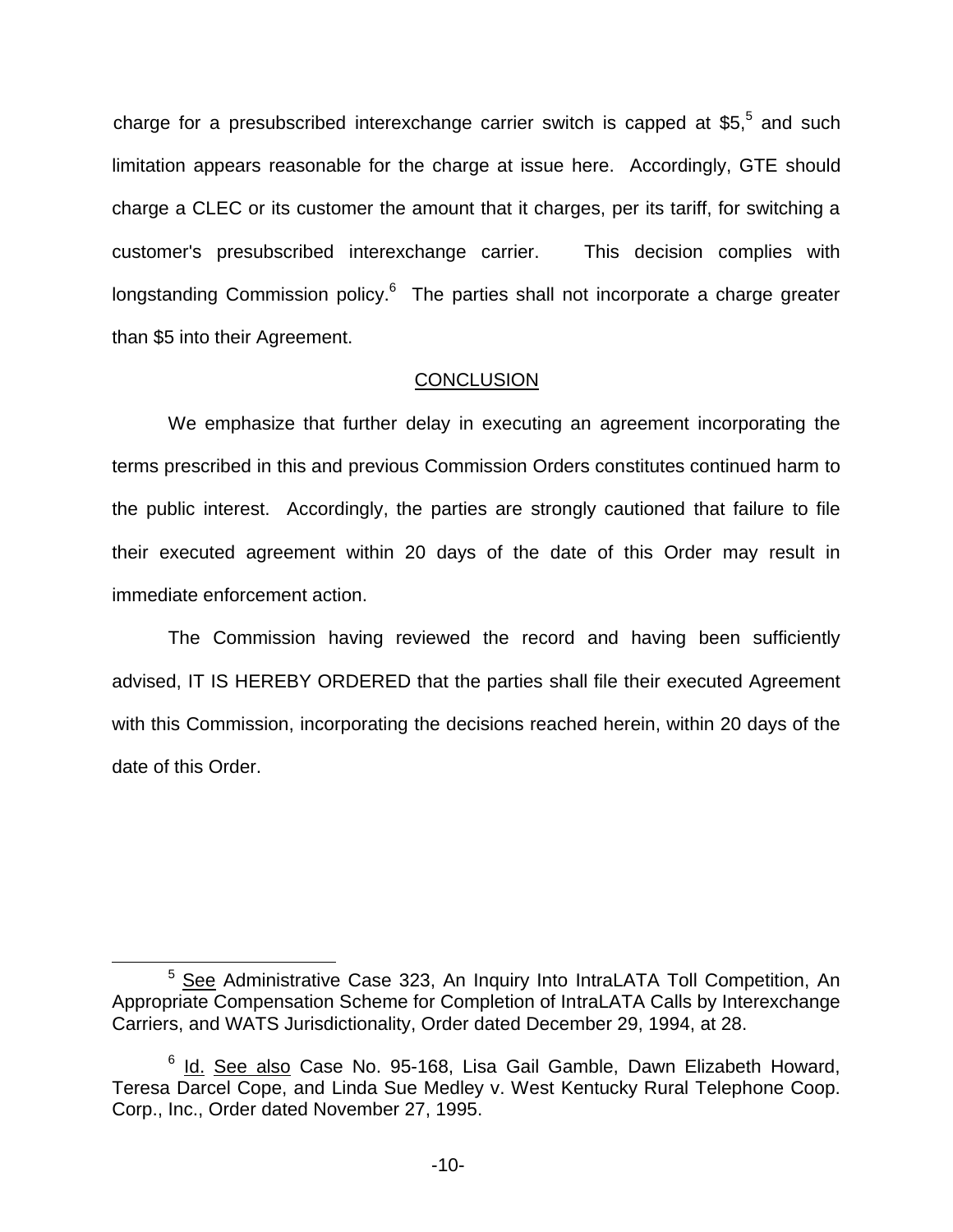charge for a presubscribed interexchange carrier switch is capped at $5,[5] and such limitation appears reasonable for the charge at issue here. Accordingly, GTE should charge a CLEC or its customer the amount that it charges, per its tariff, for switching a customer's presubscribed interexchange carrier. This decision complies with longstanding Commission policy.[6] The parties shall not incorporate a charge greater than $5 into their Agreement.

## CONCLUSION

We emphasize that further delay in executing an agreement incorporating the terms prescribed in this and previous Commission Orders constitutes continued harm to the public interest. Accordingly, the parties are strongly cautioned that failure to file their executed agreement within 20 days of the date of this Order may result in immediate enforcement action.

The Commission having reviewed the record and having been sufficiently advised, IT IS HEREBY ORDERED that the parties shall file their executed Agreement with this Commission, incorporating the decisions reached herein, within 20 days of the date of this Order.

---

[5] See Administrative Case 323, An Inquiry Into IntraLATA Toll Competition, An Appropriate Compensation Scheme for Completion of IntraLATA Calls by Interexchange Carriers, and WATS Jurisdictionality, Order dated December 29, 1994, at 28.

[6] Id. See also Case No. 95-168, Lisa Gail Gamble, Dawn Elizabeth Howard, Teresa Darcel Cope, and Linda Sue Medley v. West Kentucky Rural Telephone Coop. Corp., Inc., Order dated November 27, 1995.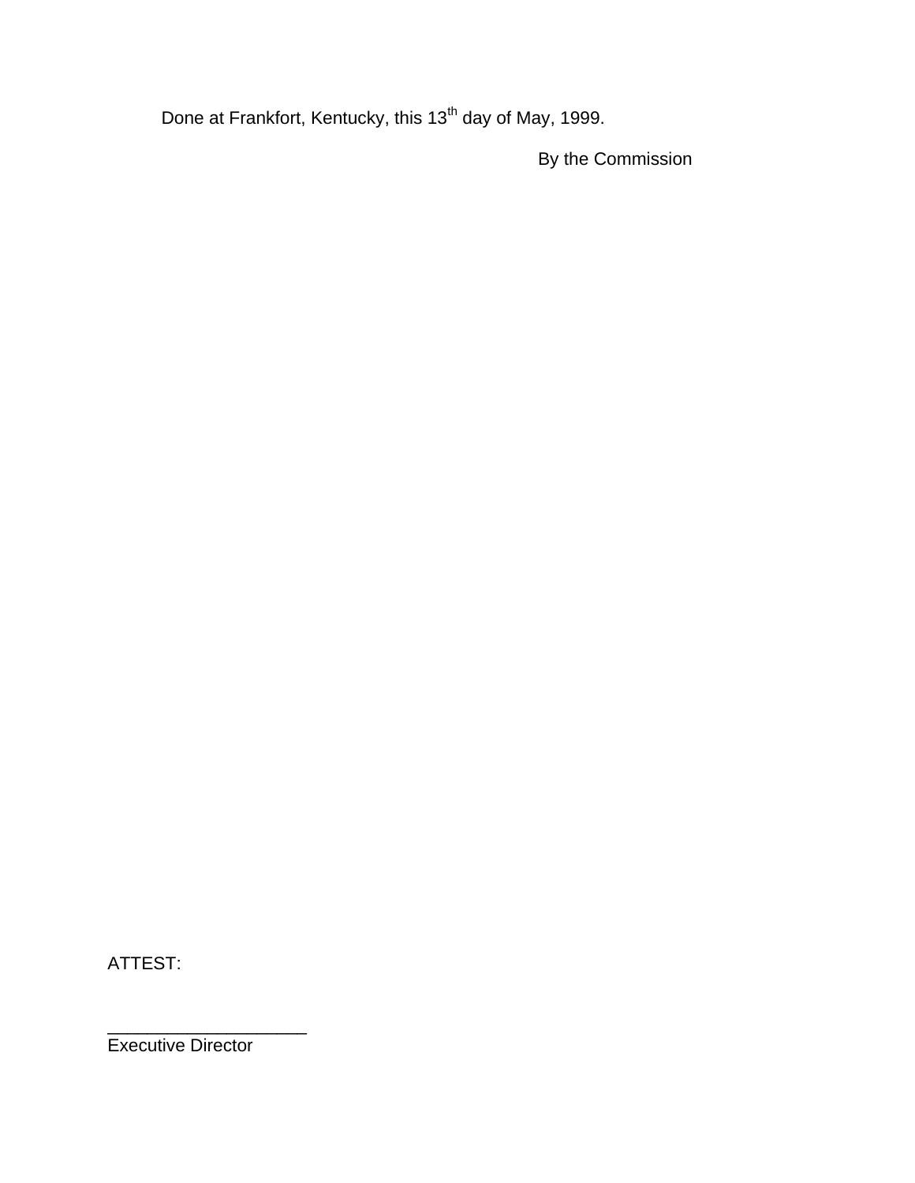Done at Frankfort, Kentucky, this 13th day of May, 1999.

By the Commission

ATTEST:

____________________

Executive Director